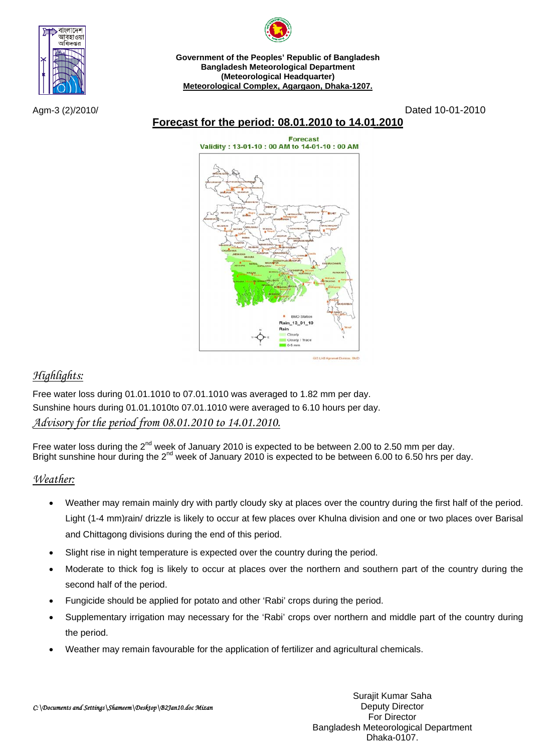Government of the Peoples' Republic of Bangladesh
Bangladesh Meteorological Department
(Meteorological Headquarter)
Meteorological Complex, Agargaon, Dhaka-1207.

Agm-3 (2)/2010/ Dated 10-01-2010

## Forecast for the period: 08.01.2010 to 14.01.2010

## *Highlights:*

Free water loss during 01.01.1010 to 07.01.1010 was averaged to 1.82 mm per day.
Sunshine hours during 01.01.1010to 07.01.1010 were averaged to 6.10 hours per day.

## *Advisory for the period from 08.01.2010 to 14.01.2010.*

Free water loss during the 2nd week of January 2010 is expected to be between 2.00 to 2.50 mm per day.
Bright sunshine hour during the 2nd week of January 2010 is expected to be between 6.00 to 6.50 hrs per day.

## *Weather:*

- Weather may remain mainly dry with partly cloudy sky at places over the country during the first half of the period. Light (1-4 mm)rain/ drizzle is likely to occur at few places over Khulna division and one or two places over Barisal and Chittagong divisions during the end of this period.
- Slight rise in night temperature is expected over the country during the period.
- Moderate to thick fog is likely to occur at places over the northern and southern part of the country during the second half of the period.
- Fungicide should be applied for potato and other 'Rabi' crops during the period.
- Supplementary irrigation may necessary for the 'Rabi' crops over northern and middle part of the country during the period.
- Weather may remain favourable for the application of fertilizer and agricultural chemicals.

Surajit Kumar Saha
Deputy Director
For Director
Bangladesh Meteorological Department
Dhaka-0107.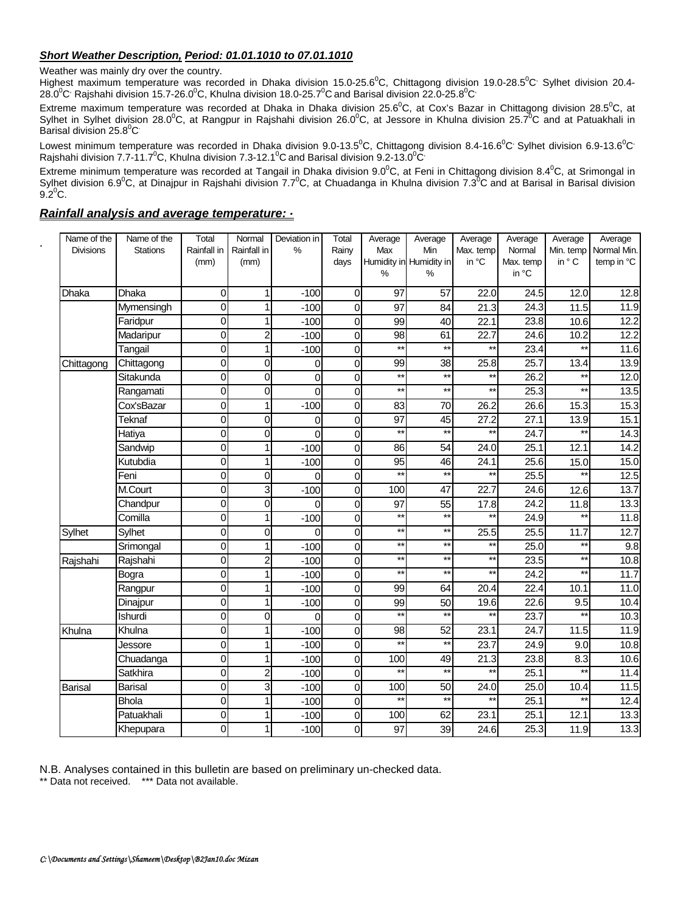### ***Short Weather Description, Period: 01.01.1010 to 07.01.1010***

Weather was mainly dry over the country.

Highest maximum temperature was recorded in Dhaka division 15.0-25.6$^0$C, Chittagong division 19.0-28.5$^0$C, Sylhet division 20.4-28.0$^0$C, Rajshahi division 15.7-26.0$^0$C, Khulna division 18.0-25.7$^0$C and Barisal division 22.0-25.8$^0$C.

Extreme maximum temperature was recorded at Dhaka in Dhaka division 25.6$^0$C, at Cox's Bazar in Chittagong division 28.5$^0$C, at Sylhet in Sylhet division 28.0$^0$C, at Rangpur in Rajshahi division 26.0$^0$C, at Jessore in Khulna division 25.7$^0$C and at Patuakhali in Barisal division 25.8$^0$C.

Lowest minimum temperature was recorded in Dhaka division 9.0-13.5$^0$C, Chittagong division 8.4-16.6$^0$C, Sylhet division 6.9-13.6$^0$C, Rajshahi division 7.7-11.7$^0$C, Khulna division 7.3-12.1$^0$C and Barisal division 9.2-13.0$^0$C.

Extreme minimum temperature was recorded at Tangail in Dhaka division 9.0$^0$C, at Feni in Chittagong division 8.4$^0$C, at Srimongal in Sylhet division 6.9$^0$C, at Dinajpur in Rajshahi division 7.7$^0$C, at Chuadanga in Khulna division 7.3$^0$C and at Barisal in Barisal division 9.2$^0$C.

### ***Rainfall analysis and average temperature:***

| Name of the Divisions | Name of the Stations | Total Rainfall in (mm) | Normal Rainfall in (mm) | Deviation in % | Total Rainy days | Average Max Humidity in % | Average Min Humidity in % | Average Max. temp in °C | Average Normal Max. temp in °C | Average Min. temp in ° C | Average Normal Min. temp in °C |
|---|---|---|---|---|---|---|---|---|---|---|---|
| Dhaka | Dhaka | 0 | 1 | -100 | 0 | 97 | 57 | 22.0 | 24.5 | 12.0 | 12.8 |
| | Mymensingh | 0 | 1 | -100 | 0 | 97 | 84 | 21.3 | 24.3 | 11.5 | 11.9 |
| | Faridpur | 0 | 1 | -100 | 0 | 99 | 40 | 22.1 | 23.8 | 10.6 | 12.2 |
| | Madaripur | 0 | 2 | -100 | 0 | 98 | 61 | 22.7 | 24.6 | 10.2 | 12.2 |
| | Tangail | 0 | 1 | -100 | 0 | ** | ** | ** | 23.4 | ** | 11.6 |
| Chittagong | Chittagong | 0 | 0 | 0 | 0 | 99 | 38 | 25.8 | 25.7 | 13.4 | 13.9 |
| | Sitakunda | 0 | 0 | 0 | 0 | ** | ** | ** | 26.2 | ** | 12.0 |
| | Rangamati | 0 | 0 | 0 | 0 | ** | ** | ** | 25.3 | ** | 13.5 |
| | Cox'sBazar | 0 | 1 | -100 | 0 | 83 | 70 | 26.2 | 26.6 | 15.3 | 15.3 |
| | Teknaf | 0 | 0 | 0 | 0 | 97 | 45 | 27.2 | 27.1 | 13.9 | 15.1 |
| | Hatiya | 0 | 0 | 0 | 0 | ** | ** | ** | 24.7 | ** | 14.3 |
| | Sandwip | 0 | 1 | -100 | 0 | 86 | 54 | 24.0 | 25.1 | 12.1 | 14.2 |
| | Kutubdia | 0 | 1 | -100 | 0 | 95 | 46 | 24.1 | 25.6 | 15.0 | 15.0 |
| | Feni | 0 | 0 | 0 | 0 | ** | ** | ** | 25.5 | ** | 12.5 |
| | M.Court | 0 | 3 | -100 | 0 | 100 | 47 | 22.7 | 24.6 | 12.6 | 13.7 |
| | Chandpur | 0 | 0 | 0 | 0 | 97 | 55 | 17.8 | 24.2 | 11.8 | 13.3 |
| | Comilla | 0 | 1 | -100 | 0 | ** | ** | ** | 24.9 | ** | 11.8 |
| Sylhet | Sylhet | 0 | 0 | 0 | 0 | ** | ** | 25.5 | 25.5 | 11.7 | 12.7 |
| | Srimongal | 0 | 1 | -100 | 0 | ** | ** | ** | 25.0 | ** | 9.8 |
| Rajshahi | Rajshahi | 0 | 2 | -100 | 0 | ** | ** | ** | 23.5 | ** | 10.8 |
| | Bogra | 0 | 1 | -100 | 0 | ** | ** | ** | 24.2 | ** | 11.7 |
| | Rangpur | 0 | 1 | -100 | 0 | 99 | 64 | 20.4 | 22.4 | 10.1 | 11.0 |
| | Dinajpur | 0 | 1 | -100 | 0 | 99 | 50 | 19.6 | 22.6 | 9.5 | 10.4 |
| | Ishurdi | 0 | 0 | 0 | 0 | ** | ** | ** | 23.7 | ** | 10.3 |
| Khulna | Khulna | 0 | 1 | -100 | 0 | 98 | 52 | 23.1 | 24.7 | 11.5 | 11.9 |
| | Jessore | 0 | 1 | -100 | 0 | ** | ** | 23.7 | 24.9 | 9.0 | 10.8 |
| | Chuadanga | 0 | 1 | -100 | 0 | 100 | 49 | 21.3 | 23.8 | 8.3 | 10.6 |
| | Satkhira | 0 | 2 | -100 | 0 | ** | ** | ** | 25.1 | ** | 11.4 |
| Barisal | Barisal | 0 | 3 | -100 | 0 | 100 | 50 | 24.0 | 25.0 | 10.4 | 11.5 |
| | Bhola | 0 | 1 | -100 | 0 | ** | ** | ** | 25.1 | ** | 12.4 |
| | Patuakhali | 0 | 1 | -100 | 0 | 100 | 62 | 23.1 | 25.1 | 12.1 | 13.3 |
| | Khepupara | 0 | 1 | -100 | 0 | 97 | 39 | 24.6 | 25.3 | 11.9 | 13.3 |

N.B. Analyses contained in this bulletin are based on preliminary un-checked data.
** Data not received. *** Data not available.

*C:\Documents and Settings\Shameem\Desktop\B2Jan10.doc Mizan*